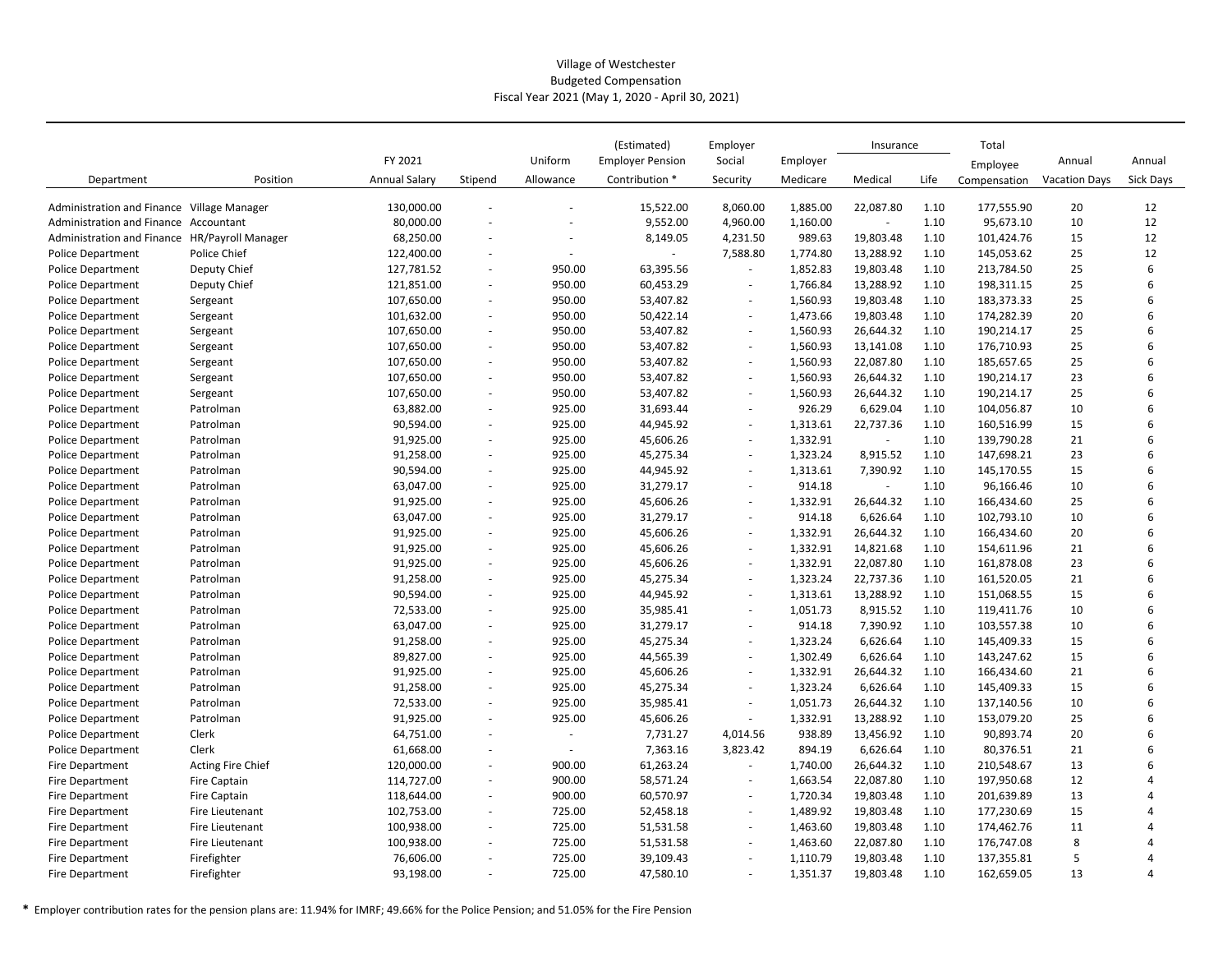Village of Westchester
Budgeted Compensation
Fiscal Year 2021 (May 1, 2020 - April 30, 2021)

| Department | Position | FY 2021 Annual Salary | Stipend | Uniform Allowance | (Estimated) Employer Pension Contribution * | Employer Social Security | Employer Medicare | Insurance | | Total Employee Compensation | Annual Vacation Days | Annual Sick Days |
|---|---|---|---|---|---|---|---|---|---|---|---|---|
| | | | | | | | | Medical | Life | | | |
| Administration and Finance | Village Manager | 130,000.00 | - | - | 15,522.00 | 8,060.00 | 1,885.00 | 22,087.80 | 1.10 | 177,555.90 | 20 | 12 |
| Administration and Finance | Accountant | 80,000.00 | - | - | 9,552.00 | 4,960.00 | 1,160.00 | - | 1.10 | 95,673.10 | 10 | 12 |
| Administration and Finance | HR/Payroll Manager | 68,250.00 | - | - | 8,149.05 | 4,231.50 | 989.63 | 19,803.48 | 1.10 | 101,424.76 | 15 | 12 |
| Police Department | Police Chief | 122,400.00 | - | - | - | 7,588.80 | 1,774.80 | 13,288.92 | 1.10 | 145,053.62 | 25 | 12 |
| Police Department | Deputy Chief | 127,781.52 | - | 950.00 | 63,395.56 | - | 1,852.83 | 19,803.48 | 1.10 | 213,784.50 | 25 | 6 |
| Police Department | Deputy Chief | 121,851.00 | - | 950.00 | 60,453.29 | - | 1,766.84 | 13,288.92 | 1.10 | 198,311.15 | 25 | 6 |
| Police Department | Sergeant | 107,650.00 | - | 950.00 | 53,407.82 | - | 1,560.93 | 19,803.48 | 1.10 | 183,373.33 | 25 | 6 |
| Police Department | Sergeant | 101,632.00 | - | 950.00 | 50,422.14 | - | 1,473.66 | 19,803.48 | 1.10 | 174,282.39 | 20 | 6 |
| Police Department | Sergeant | 107,650.00 | - | 950.00 | 53,407.82 | - | 1,560.93 | 26,644.32 | 1.10 | 190,214.17 | 25 | 6 |
| Police Department | Sergeant | 107,650.00 | - | 950.00 | 53,407.82 | - | 1,560.93 | 13,141.08 | 1.10 | 176,710.93 | 25 | 6 |
| Police Department | Sergeant | 107,650.00 | - | 950.00 | 53,407.82 | - | 1,560.93 | 22,087.80 | 1.10 | 185,657.65 | 25 | 6 |
| Police Department | Sergeant | 107,650.00 | - | 950.00 | 53,407.82 | - | 1,560.93 | 26,644.32 | 1.10 | 190,214.17 | 23 | 6 |
| Police Department | Sergeant | 107,650.00 | - | 950.00 | 53,407.82 | - | 1,560.93 | 26,644.32 | 1.10 | 190,214.17 | 25 | 6 |
| Police Department | Patrolman | 63,882.00 | - | 925.00 | 31,693.44 | - | 926.29 | 6,629.04 | 1.10 | 104,056.87 | 10 | 6 |
| Police Department | Patrolman | 90,594.00 | - | 925.00 | 44,945.92 | - | 1,313.61 | 22,737.36 | 1.10 | 160,516.99 | 15 | 6 |
| Police Department | Patrolman | 91,925.00 | - | 925.00 | 45,606.26 | - | 1,332.91 | - | 1.10 | 139,790.28 | 21 | 6 |
| Police Department | Patrolman | 91,258.00 | - | 925.00 | 45,275.34 | - | 1,323.24 | 8,915.52 | 1.10 | 147,698.21 | 23 | 6 |
| Police Department | Patrolman | 90,594.00 | - | 925.00 | 44,945.92 | - | 1,313.61 | 7,390.92 | 1.10 | 145,170.55 | 15 | 6 |
| Police Department | Patrolman | 63,047.00 | - | 925.00 | 31,279.17 | - | 914.18 | - | 1.10 | 96,166.46 | 10 | 6 |
| Police Department | Patrolman | 91,925.00 | - | 925.00 | 45,606.26 | - | 1,332.91 | 26,644.32 | 1.10 | 166,434.60 | 25 | 6 |
| Police Department | Patrolman | 63,047.00 | - | 925.00 | 31,279.17 | - | 914.18 | 6,626.64 | 1.10 | 102,793.10 | 10 | 6 |
| Police Department | Patrolman | 91,925.00 | - | 925.00 | 45,606.26 | - | 1,332.91 | 26,644.32 | 1.10 | 166,434.60 | 20 | 6 |
| Police Department | Patrolman | 91,925.00 | - | 925.00 | 45,606.26 | - | 1,332.91 | 14,821.68 | 1.10 | 154,611.96 | 21 | 6 |
| Police Department | Patrolman | 91,925.00 | - | 925.00 | 45,606.26 | - | 1,332.91 | 22,087.80 | 1.10 | 161,878.08 | 23 | 6 |
| Police Department | Patrolman | 91,258.00 | - | 925.00 | 45,275.34 | - | 1,323.24 | 22,737.36 | 1.10 | 161,520.05 | 21 | 6 |
| Police Department | Patrolman | 90,594.00 | - | 925.00 | 44,945.92 | - | 1,313.61 | 13,288.92 | 1.10 | 151,068.55 | 15 | 6 |
| Police Department | Patrolman | 72,533.00 | - | 925.00 | 35,985.41 | - | 1,051.73 | 8,915.52 | 1.10 | 119,411.76 | 10 | 6 |
| Police Department | Patrolman | 63,047.00 | - | 925.00 | 31,279.17 | - | 914.18 | 7,390.92 | 1.10 | 103,557.38 | 10 | 6 |
| Police Department | Patrolman | 91,258.00 | - | 925.00 | 45,275.34 | - | 1,323.24 | 6,626.64 | 1.10 | 145,409.33 | 15 | 6 |
| Police Department | Patrolman | 89,827.00 | - | 925.00 | 44,565.39 | - | 1,302.49 | 6,626.64 | 1.10 | 143,247.62 | 15 | 6 |
| Police Department | Patrolman | 91,925.00 | - | 925.00 | 45,606.26 | - | 1,332.91 | 26,644.32 | 1.10 | 166,434.60 | 21 | 6 |
| Police Department | Patrolman | 91,258.00 | - | 925.00 | 45,275.34 | - | 1,323.24 | 6,626.64 | 1.10 | 145,409.33 | 15 | 6 |
| Police Department | Patrolman | 72,533.00 | - | 925.00 | 35,985.41 | - | 1,051.73 | 26,644.32 | 1.10 | 137,140.56 | 10 | 6 |
| Police Department | Patrolman | 91,925.00 | - | 925.00 | 45,606.26 | - | 1,332.91 | 13,288.92 | 1.10 | 153,079.20 | 25 | 6 |
| Police Department | Clerk | 64,751.00 | - | - | 7,731.27 | 4,014.56 | 938.89 | 13,456.92 | 1.10 | 90,893.74 | 20 | 6 |
| Police Department | Clerk | 61,668.00 | - | - | 7,363.16 | 3,823.42 | 894.19 | 6,626.64 | 1.10 | 80,376.51 | 21 | 6 |
| Fire Department | Acting Fire Chief | 120,000.00 | - | 900.00 | 61,263.24 | - | 1,740.00 | 26,644.32 | 1.10 | 210,548.67 | 13 | 6 |
| Fire Department | Fire Captain | 114,727.00 | - | 900.00 | 58,571.24 | - | 1,663.54 | 22,087.80 | 1.10 | 197,950.68 | 12 | 4 |
| Fire Department | Fire Captain | 118,644.00 | - | 900.00 | 60,570.97 | - | 1,720.34 | 19,803.48 | 1.10 | 201,639.89 | 13 | 4 |
| Fire Department | Fire Lieutenant | 102,753.00 | - | 725.00 | 52,458.18 | - | 1,489.92 | 19,803.48 | 1.10 | 177,230.69 | 15 | 4 |
| Fire Department | Fire Lieutenant | 100,938.00 | - | 725.00 | 51,531.58 | - | 1,463.60 | 19,803.48 | 1.10 | 174,462.76 | 11 | 4 |
| Fire Department | Fire Lieutenant | 100,938.00 | - | 725.00 | 51,531.58 | - | 1,463.60 | 22,087.80 | 1.10 | 176,747.08 | 8 | 4 |
| Fire Department | Firefighter | 76,606.00 | - | 725.00 | 39,109.43 | - | 1,110.79 | 19,803.48 | 1.10 | 137,355.81 | 5 | 4 |
| Fire Department | Firefighter | 93,198.00 | - | 725.00 | 47,580.10 | - | 1,351.37 | 19,803.48 | 1.10 | 162,659.05 | 13 | 4 |

* Employer contribution rates for the pension plans are: 11.94% for IMRF; 49.66% for the Police Pension; and 51.05% for the Fire Pension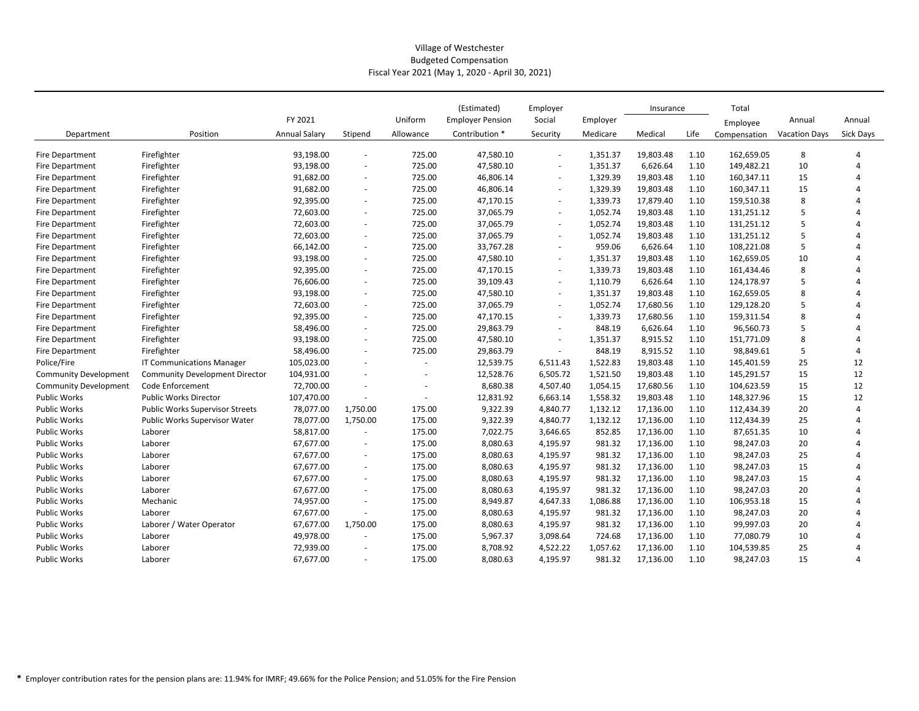Village of Westchester
Budgeted Compensation
Fiscal Year 2021 (May 1, 2020 - April 30, 2021)

| Department | Position | FY 2021 Annual Salary | Stipend | Uniform Allowance | (Estimated) Employer Pension Contribution * | Employer Social Security | Employer Medicare | Insurance Medical | Insurance Life | Total Employee Compensation | Annual Vacation Days | Annual Sick Days |
|---|---|---|---|---|---|---|---|---|---|---|---|---|
| Fire Department | Firefighter | 93,198.00 | - | 725.00 | 47,580.10 | - | 1,351.37 | 19,803.48 | 1.10 | 162,659.05 | 8 | 4 |
| Fire Department | Firefighter | 93,198.00 | - | 725.00 | 47,580.10 | - | 1,351.37 | 6,626.64 | 1.10 | 149,482.21 | 10 | 4 |
| Fire Department | Firefighter | 91,682.00 | - | 725.00 | 46,806.14 | - | 1,329.39 | 19,803.48 | 1.10 | 160,347.11 | 15 | 4 |
| Fire Department | Firefighter | 91,682.00 | - | 725.00 | 46,806.14 | - | 1,329.39 | 19,803.48 | 1.10 | 160,347.11 | 15 | 4 |
| Fire Department | Firefighter | 92,395.00 | - | 725.00 | 47,170.15 | - | 1,339.73 | 17,879.40 | 1.10 | 159,510.38 | 8 | 4 |
| Fire Department | Firefighter | 72,603.00 | - | 725.00 | 37,065.79 | - | 1,052.74 | 19,803.48 | 1.10 | 131,251.12 | 5 | 4 |
| Fire Department | Firefighter | 72,603.00 | - | 725.00 | 37,065.79 | - | 1,052.74 | 19,803.48 | 1.10 | 131,251.12 | 5 | 4 |
| Fire Department | Firefighter | 72,603.00 | - | 725.00 | 37,065.79 | - | 1,052.74 | 19,803.48 | 1.10 | 131,251.12 | 5 | 4 |
| Fire Department | Firefighter | 66,142.00 | - | 725.00 | 33,767.28 | - | 959.06 | 6,626.64 | 1.10 | 108,221.08 | 5 | 4 |
| Fire Department | Firefighter | 93,198.00 | - | 725.00 | 47,580.10 | - | 1,351.37 | 19,803.48 | 1.10 | 162,659.05 | 10 | 4 |
| Fire Department | Firefighter | 92,395.00 | - | 725.00 | 47,170.15 | - | 1,339.73 | 19,803.48 | 1.10 | 161,434.46 | 8 | 4 |
| Fire Department | Firefighter | 76,606.00 | - | 725.00 | 39,109.43 | - | 1,110.79 | 6,626.64 | 1.10 | 124,178.97 | 5 | 4 |
| Fire Department | Firefighter | 93,198.00 | - | 725.00 | 47,580.10 | - | 1,351.37 | 19,803.48 | 1.10 | 162,659.05 | 8 | 4 |
| Fire Department | Firefighter | 72,603.00 | - | 725.00 | 37,065.79 | - | 1,052.74 | 17,680.56 | 1.10 | 129,128.20 | 5 | 4 |
| Fire Department | Firefighter | 92,395.00 | - | 725.00 | 47,170.15 | - | 1,339.73 | 17,680.56 | 1.10 | 159,311.54 | 8 | 4 |
| Fire Department | Firefighter | 58,496.00 | - | 725.00 | 29,863.79 | - | 848.19 | 6,626.64 | 1.10 | 96,560.73 | 5 | 4 |
| Fire Department | Firefighter | 93,198.00 | - | 725.00 | 47,580.10 | - | 1,351.37 | 8,915.52 | 1.10 | 151,771.09 | 8 | 4 |
| Fire Department | Firefighter | 58,496.00 | - | 725.00 | 29,863.79 | - | 848.19 | 8,915.52 | 1.10 | 98,849.61 | 5 | 4 |
| Police/Fire | IT Communications Manager | 105,023.00 | - | - | 12,539.75 | 6,511.43 | 1,522.83 | 19,803.48 | 1.10 | 145,401.59 | 25 | 12 |
| Community Development | Community Development Director | 104,931.00 | - | - | 12,528.76 | 6,505.72 | 1,521.50 | 19,803.48 | 1.10 | 145,291.57 | 15 | 12 |
| Community Development | Code Enforcement | 72,700.00 | - | - | 8,680.38 | 4,507.40 | 1,054.15 | 17,680.56 | 1.10 | 104,623.59 | 15 | 12 |
| Public Works | Public Works Director | 107,470.00 | - | - | 12,831.92 | 6,663.14 | 1,558.32 | 19,803.48 | 1.10 | 148,327.96 | 15 | 12 |
| Public Works | Public Works Supervisor Streets | 78,077.00 | 1,750.00 | 175.00 | 9,322.39 | 4,840.77 | 1,132.12 | 17,136.00 | 1.10 | 112,434.39 | 20 | 4 |
| Public Works | Public Works Supervisor Water | 78,077.00 | 1,750.00 | 175.00 | 9,322.39 | 4,840.77 | 1,132.12 | 17,136.00 | 1.10 | 112,434.39 | 25 | 4 |
| Public Works | Laborer | 58,817.00 | - | 175.00 | 7,022.75 | 3,646.65 | 852.85 | 17,136.00 | 1.10 | 87,651.35 | 10 | 4 |
| Public Works | Laborer | 67,677.00 | - | 175.00 | 8,080.63 | 4,195.97 | 981.32 | 17,136.00 | 1.10 | 98,247.03 | 20 | 4 |
| Public Works | Laborer | 67,677.00 | - | 175.00 | 8,080.63 | 4,195.97 | 981.32 | 17,136.00 | 1.10 | 98,247.03 | 25 | 4 |
| Public Works | Laborer | 67,677.00 | - | 175.00 | 8,080.63 | 4,195.97 | 981.32 | 17,136.00 | 1.10 | 98,247.03 | 15 | 4 |
| Public Works | Laborer | 67,677.00 | - | 175.00 | 8,080.63 | 4,195.97 | 981.32 | 17,136.00 | 1.10 | 98,247.03 | 15 | 4 |
| Public Works | Laborer | 67,677.00 | - | 175.00 | 8,080.63 | 4,195.97 | 981.32 | 17,136.00 | 1.10 | 98,247.03 | 20 | 4 |
| Public Works | Mechanic | 74,957.00 | - | 175.00 | 8,949.87 | 4,647.33 | 1,086.88 | 17,136.00 | 1.10 | 106,953.18 | 15 | 4 |
| Public Works | Laborer | 67,677.00 | - | 175.00 | 8,080.63 | 4,195.97 | 981.32 | 17,136.00 | 1.10 | 98,247.03 | 20 | 4 |
| Public Works | Laborer / Water Operator | 67,677.00 | 1,750.00 | 175.00 | 8,080.63 | 4,195.97 | 981.32 | 17,136.00 | 1.10 | 99,997.03 | 20 | 4 |
| Public Works | Laborer | 49,978.00 | - | 175.00 | 5,967.37 | 3,098.64 | 724.68 | 17,136.00 | 1.10 | 77,080.79 | 10 | 4 |
| Public Works | Laborer | 72,939.00 | - | 175.00 | 8,708.92 | 4,522.22 | 1,057.62 | 17,136.00 | 1.10 | 104,539.85 | 25 | 4 |
| Public Works | Laborer | 67,677.00 | - | 175.00 | 8,080.63 | 4,195.97 | 981.32 | 17,136.00 | 1.10 | 98,247.03 | 15 | 4 |

* Employer contribution rates for the pension plans are: 11.94% for IMRF; 49.66% for the Police Pension; and 51.05% for the Fire Pension